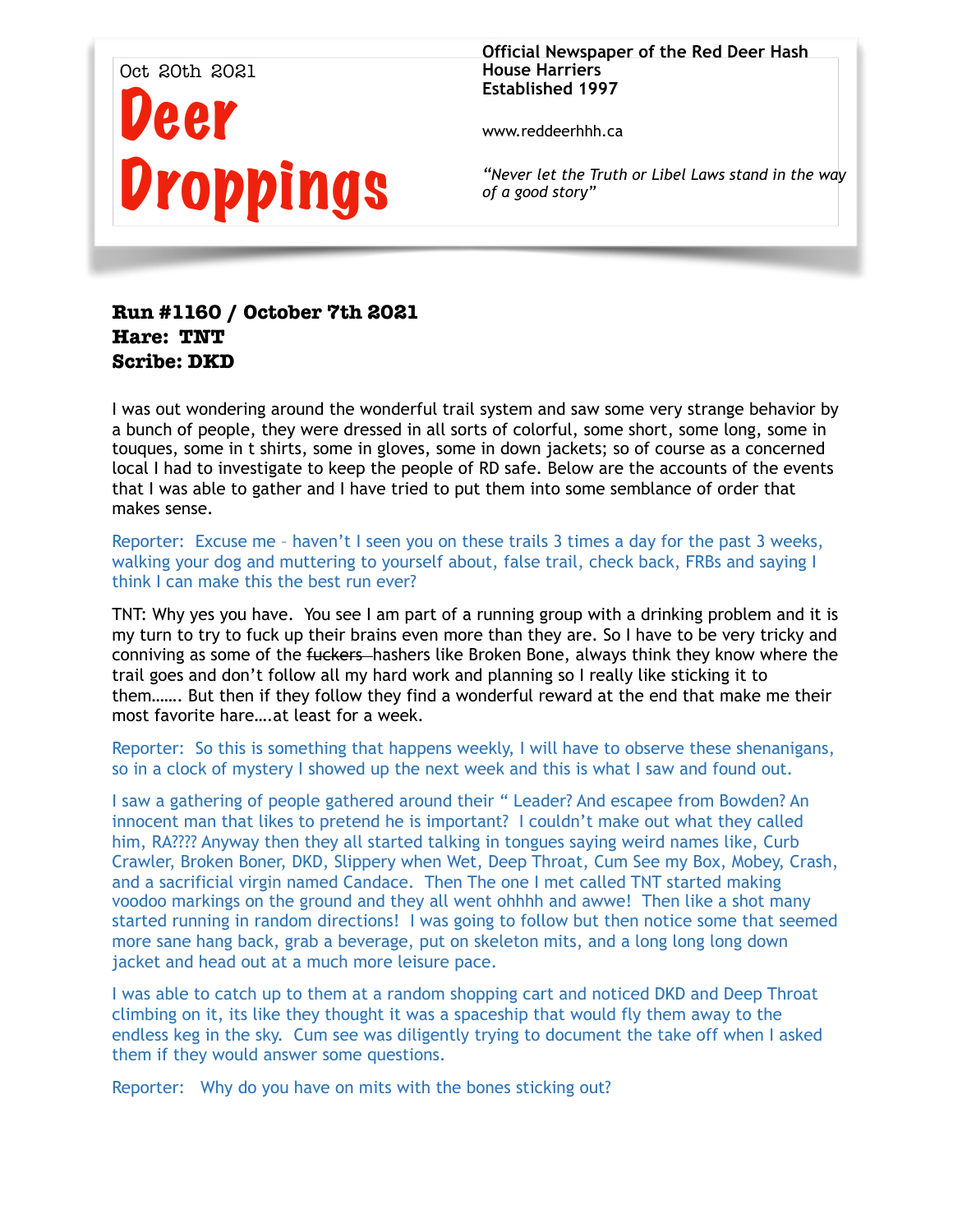Oct 20th 2021

# Deer Droppings

**Official Newspaper of the Red Deer Hash House Harriers**
**Established 1997**

www.reddeerhhh.ca

*"Never let the Truth or Libel Laws stand in the way of a good story"*

**Run #1160 / October 7th 2021**
**Hare: TNT**
**Scribe: DKD**

I was out wondering around the wonderful trail system and saw some very strange behavior by a bunch of people, they were dressed in all sorts of colorful, some short, some long, some in touques, some in t shirts, some in gloves, some in down jackets; so of course as a concerned local I had to investigate to keep the people of RD safe. Below are the accounts of the events that I was able to gather and I have tried to put them into some semblance of order that makes sense.

Reporter: Excuse me – haven't I seen you on these trails 3 times a day for the past 3 weeks, walking your dog and muttering to yourself about, false trail, check back, FRBs and saying I think I can make this the best run ever?

TNT: Why yes you have. You see I am part of a running group with a drinking problem and it is my turn to try to fuck up their brains even more than they are. So I have to be very tricky and conniving as some of the ~~fuckers~~ hashers like Broken Bone, always think they know where the trail goes and don't follow all my hard work and planning so I really like sticking it to them……. But then if they follow they find a wonderful reward at the end that make me their most favorite hare….at least for a week.

Reporter: So this is something that happens weekly, I will have to observe these shenanigans, so in a clock of mystery I showed up the next week and this is what I saw and found out.

I saw a gathering of people gathered around their " Leader? And escapee from Bowden? An innocent man that likes to pretend he is important? I couldn't make out what they called him, RA???? Anyway then they all started talking in tongues saying weird names like, Curb Crawler, Broken Boner, DKD, Slippery when Wet, Deep Throat, Cum See my Box, Mobey, Crash, and a sacrificial virgin named Candace. Then The one I met called TNT started making voodoo markings on the ground and they all went ohhhh and awwe! Then like a shot many started running in random directions! I was going to follow but then notice some that seemed more sane hang back, grab a beverage, put on skeleton mits, and a long long long down jacket and head out at a much more leisure pace.

I was able to catch up to them at a random shopping cart and noticed DKD and Deep Throat climbing on it, its like they thought it was a spaceship that would fly them away to the endless keg in the sky. Cum see was diligently trying to document the take off when I asked them if they would answer some questions.

Reporter: Why do you have on mits with the bones sticking out?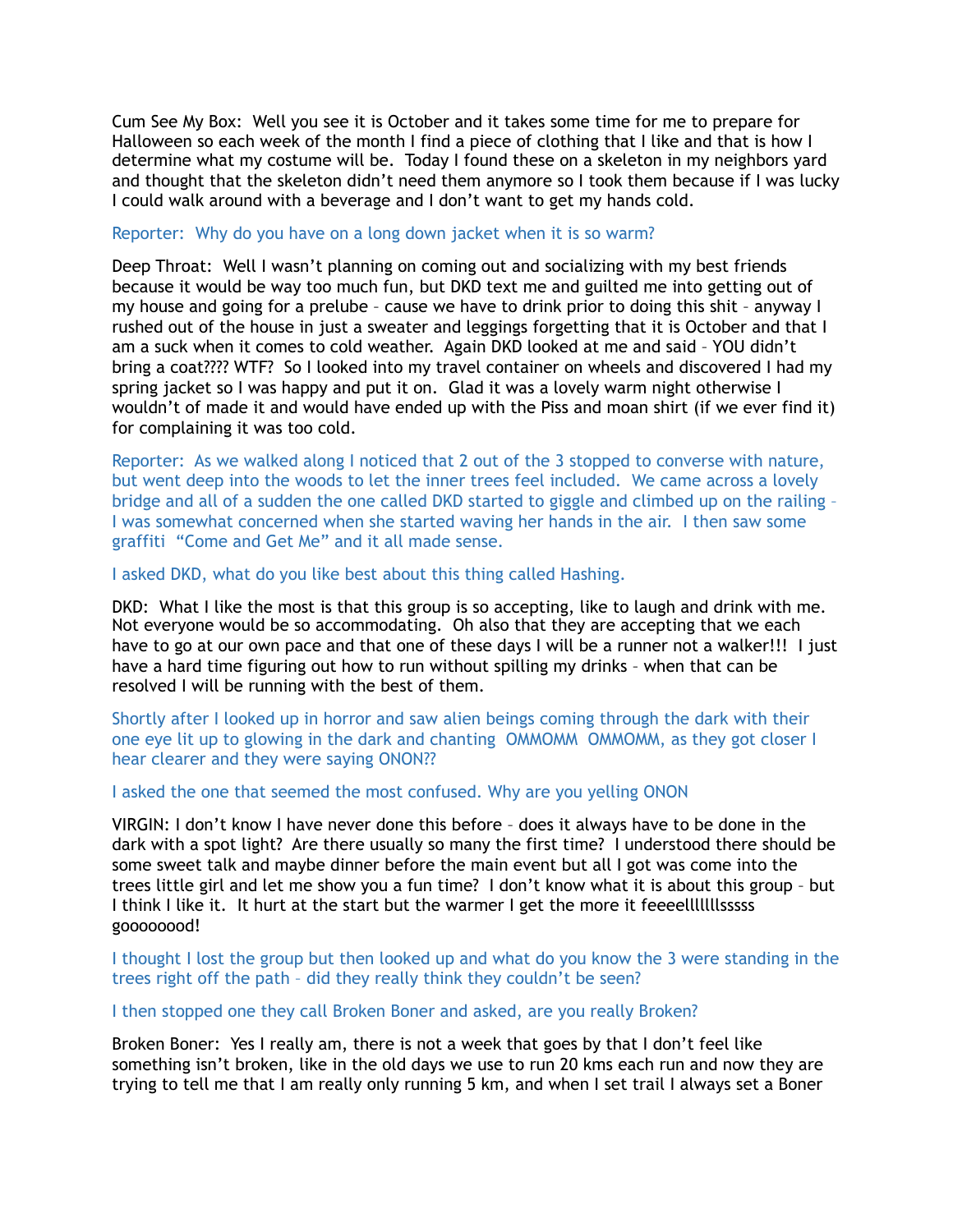Cum See My Box: Well you see it is October and it takes some time for me to prepare for Halloween so each week of the month I find a piece of clothing that I like and that is how I determine what my costume will be. Today I found these on a skeleton in my neighbors yard and thought that the skeleton didn't need them anymore so I took them because if I was lucky I could walk around with a beverage and I don't want to get my hands cold.

Reporter: Why do you have on a long down jacket when it is so warm?

Deep Throat: Well I wasn't planning on coming out and socializing with my best friends because it would be way too much fun, but DKD text me and guilted me into getting out of my house and going for a prelube – cause we have to drink prior to doing this shit – anyway I rushed out of the house in just a sweater and leggings forgetting that it is October and that I am a suck when it comes to cold weather. Again DKD looked at me and said – YOU didn't bring a coat???? WTF? So I looked into my travel container on wheels and discovered I had my spring jacket so I was happy and put it on. Glad it was a lovely warm night otherwise I wouldn't of made it and would have ended up with the Piss and moan shirt (if we ever find it) for complaining it was too cold.

Reporter: As we walked along I noticed that 2 out of the 3 stopped to converse with nature, but went deep into the woods to let the inner trees feel included. We came across a lovely bridge and all of a sudden the one called DKD started to giggle and climbed up on the railing – I was somewhat concerned when she started waving her hands in the air. I then saw some graffiti "Come and Get Me" and it all made sense.

I asked DKD, what do you like best about this thing called Hashing.

DKD: What I like the most is that this group is so accepting, like to laugh and drink with me. Not everyone would be so accommodating. Oh also that they are accepting that we each have to go at our own pace and that one of these days I will be a runner not a walker!!! I just have a hard time figuring out how to run without spilling my drinks – when that can be resolved I will be running with the best of them.

Shortly after I looked up in horror and saw alien beings coming through the dark with their one eye lit up to glowing in the dark and chanting OMMOMM OMMOMM, as they got closer I hear clearer and they were saying ONON??

I asked the one that seemed the most confused. Why are you yelling ONON

VIRGIN: I don't know I have never done this before – does it always have to be done in the dark with a spot light? Are there usually so many the first time? I understood there should be some sweet talk and maybe dinner before the main event but all I got was come into the trees little girl and let me show you a fun time? I don't know what it is about this group – but I think I like it. It hurt at the start but the warmer I get the more it feeeellllllsssss goooooood!

I thought I lost the group but then looked up and what do you know the 3 were standing in the trees right off the path – did they really think they couldn't be seen?

I then stopped one they call Broken Boner and asked, are you really Broken?

Broken Boner: Yes I really am, there is not a week that goes by that I don't feel like something isn't broken, like in the old days we use to run 20 kms each run and now they are trying to tell me that I am really only running 5 km, and when I set trail I always set a Boner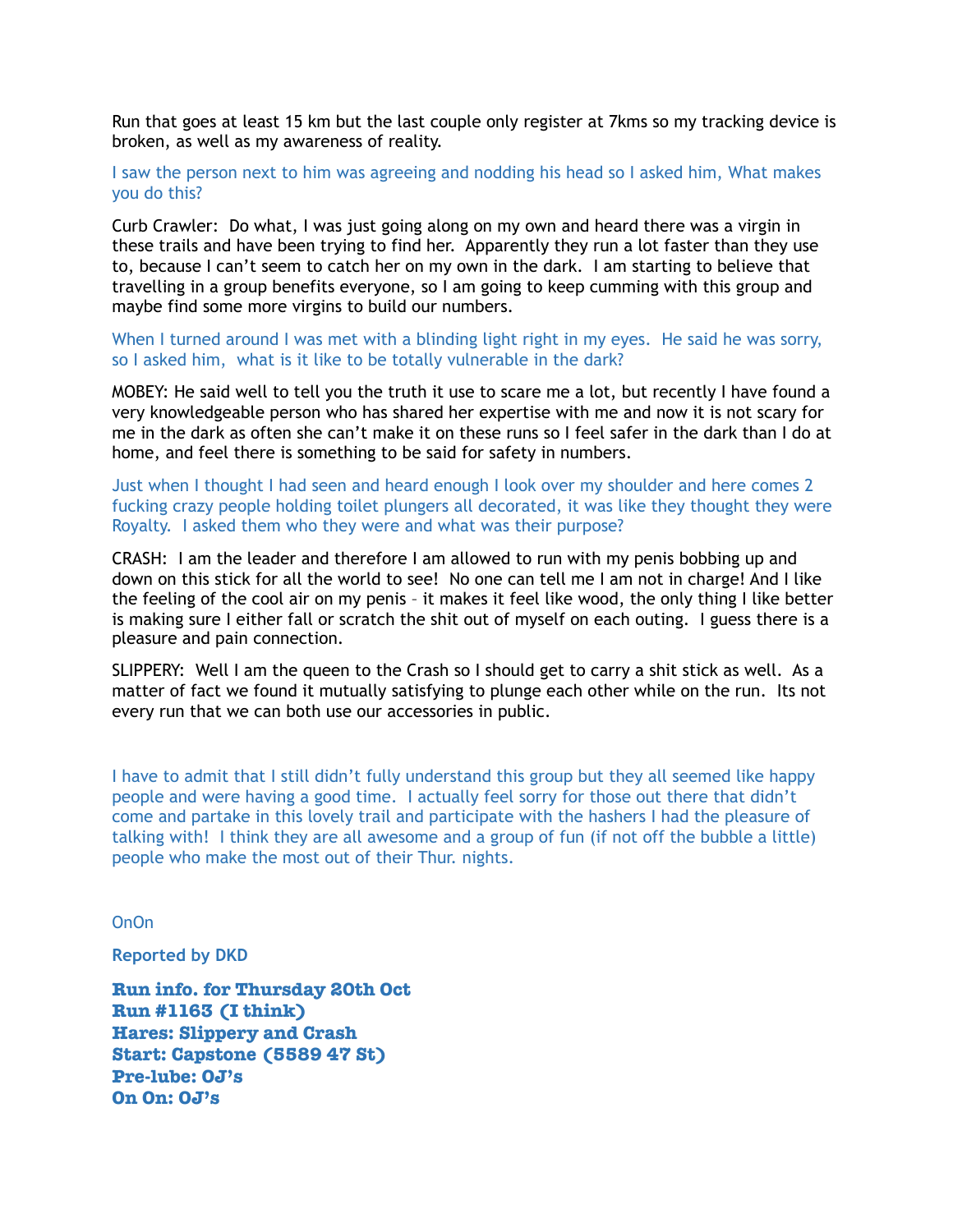Run that goes at least 15 km but the last couple only register at 7kms so my tracking device is broken, as well as my awareness of reality.

I saw the person next to him was agreeing and nodding his head so I asked him, What makes you do this?

Curb Crawler: Do what, I was just going along on my own and heard there was a virgin in these trails and have been trying to find her. Apparently they run a lot faster than they use to, because I can't seem to catch her on my own in the dark. I am starting to believe that travelling in a group benefits everyone, so I am going to keep cumming with this group and maybe find some more virgins to build our numbers.

When I turned around I was met with a blinding light right in my eyes. He said he was sorry, so I asked him, what is it like to be totally vulnerable in the dark?

MOBEY: He said well to tell you the truth it use to scare me a lot, but recently I have found a very knowledgeable person who has shared her expertise with me and now it is not scary for me in the dark as often she can't make it on these runs so I feel safer in the dark than I do at home, and feel there is something to be said for safety in numbers.

Just when I thought I had seen and heard enough I look over my shoulder and here comes 2 fucking crazy people holding toilet plungers all decorated, it was like they thought they were Royalty. I asked them who they were and what was their purpose?

CRASH: I am the leader and therefore I am allowed to run with my penis bobbing up and down on this stick for all the world to see! No one can tell me I am not in charge! And I like the feeling of the cool air on my penis – it makes it feel like wood, the only thing I like better is making sure I either fall or scratch the shit out of myself on each outing. I guess there is a pleasure and pain connection.

SLIPPERY: Well I am the queen to the Crash so I should get to carry a shit stick as well. As a matter of fact we found it mutually satisfying to plunge each other while on the run. Its not every run that we can both use our accessories in public.

I have to admit that I still didn't fully understand this group but they all seemed like happy people and were having a good time. I actually feel sorry for those out there that didn't come and partake in this lovely trail and participate with the hashers I had the pleasure of talking with! I think they are all awesome and a group of fun (if not off the bubble a little) people who make the most out of their Thur. nights.

OnOn

**Reported by DKD**

**Run info. for Thursday 20th Oct**
**Run #1163 (I think)**
**Hares: Slippery and Crash**
**Start: Capstone (5589 47 St)**
**Pre-lube: OJ's**
**On On: OJ's**